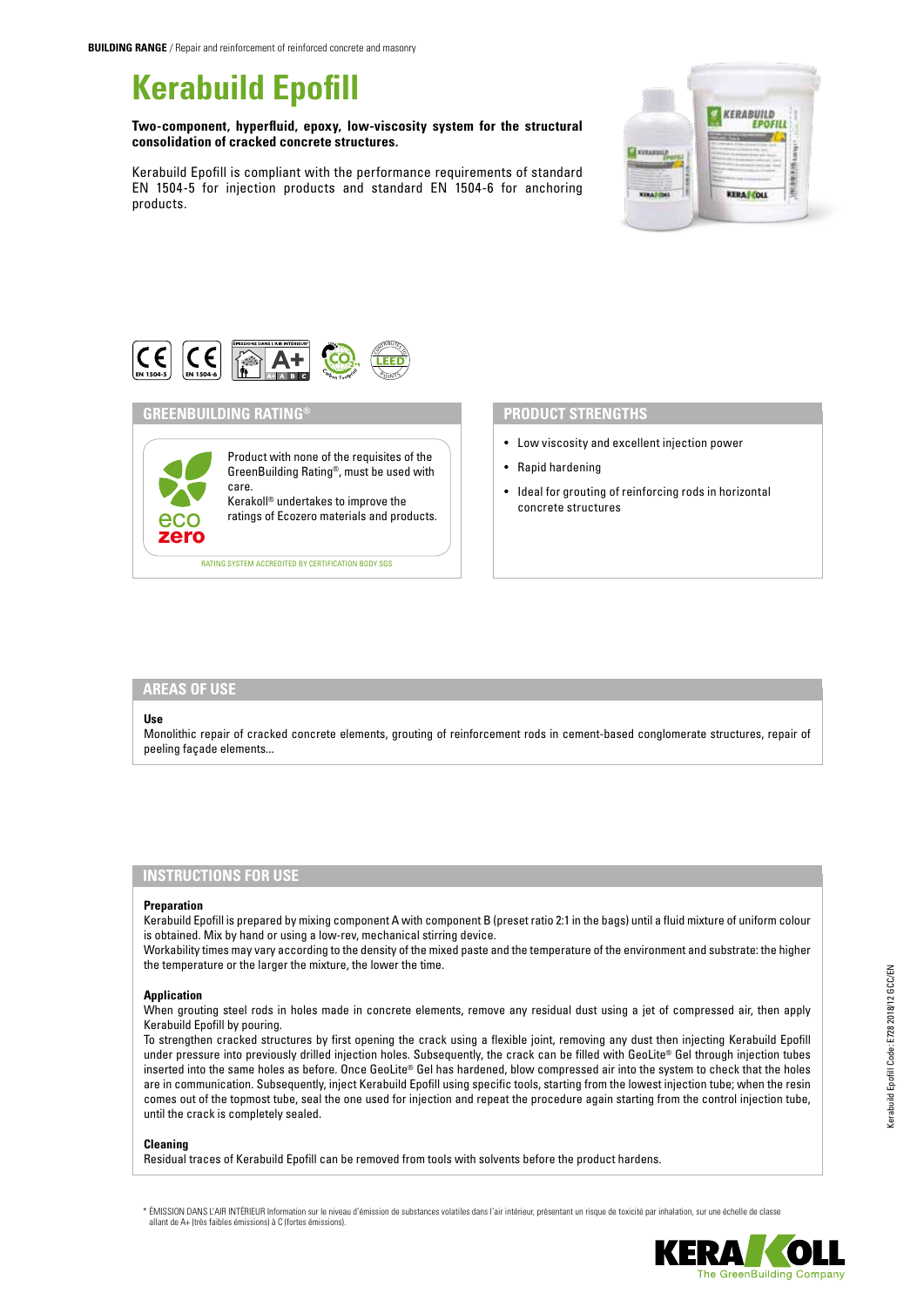**BUILDING RANGE** / Repair and reinforcement of reinforced concrete and masonry

# Kerabuild Epofill

**Two-component, hyperfluid, epoxy, low-viscosity system for the structural consolidation of cracked concrete structures.**

Kerabuild Epofill is compliant with the performance requirements of standard EN 1504-5 for injection products and standard EN 1504-6 for anchoring products.

## GREENBUILDING RATING®

eco zero

Product with none of the requisites of the GreenBuilding Rating®, must be used with care.
Kerakoll® undertakes to improve the ratings of Ecozero materials and products.

RATING SYSTEM ACCREDITED BY CERTIFICATION BODY SGS

## PRODUCT STRENGTHS

- Low viscosity and excellent injection power
- Rapid hardening
- Ideal for grouting of reinforcing rods in horizontal concrete structures

## AREAS OF USE

### Use

Monolithic repair of cracked concrete elements, grouting of reinforcement rods in cement-based conglomerate structures, repair of peeling façade elements...

## INSTRUCTIONS FOR USE

### Preparation

Kerabuild Epofill is prepared by mixing component A with component B (preset ratio 2:1 in the bags) until a fluid mixture of uniform colour is obtained. Mix by hand or using a low-rev, mechanical stirring device.
Workability times may vary according to the density of the mixed paste and the temperature of the environment and substrate: the higher the temperature or the larger the mixture, the lower the time.

### Application

When grouting steel rods in holes made in concrete elements, remove any residual dust using a jet of compressed air, then apply Kerabuild Epofill by pouring.
To strengthen cracked structures by first opening the crack using a flexible joint, removing any dust then injecting Kerabuild Epofill under pressure into previously drilled injection holes. Subsequently, the crack can be filled with GeoLite® Gel through injection tubes inserted into the same holes as before. Once GeoLite® Gel has hardened, blow compressed air into the system to check that the holes are in communication. Subsequently, inject Kerabuild Epofill using specific tools, starting from the lowest injection tube; when the resin comes out of the topmost tube, seal the one used for injection and repeat the procedure again starting from the control injection tube, until the crack is completely sealed.

### Cleaning

Residual traces of Kerabuild Epofill can be removed from tools with solvents before the product hardens.

\* ÉMISSION DANS L'AIR INTÉRIEUR Information sur le niveau d'émission de substances volatiles dans l'air intérieur, présentant un risque de toxicité par inhalation, sur une échelle de classe allant de A+ (très faibles émissions) à C (fortes émissions).

Kerabuild Epofill Code: E728 2018/12 GCC/EN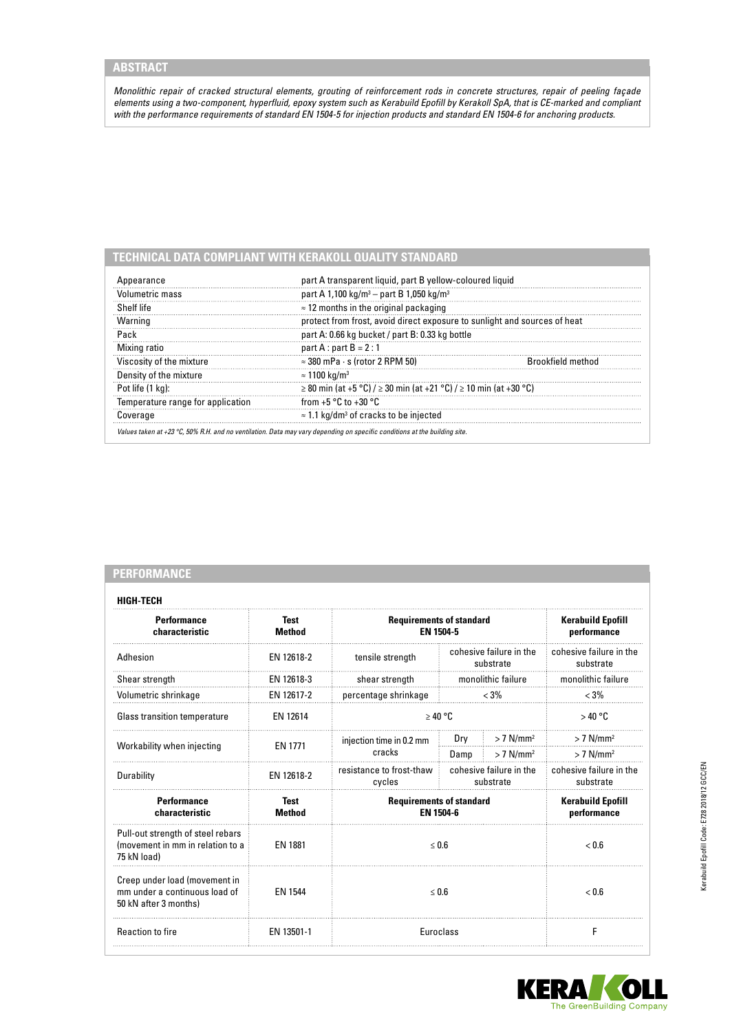## ABSTRACT

*Monolithic repair of cracked structural elements, grouting of reinforcement rods in concrete structures, repair of peeling façade elements using a two-component, hyperfluid, epoxy system such as Kerabuild Epofill by Kerakoll SpA, that is CE-marked and compliant with the performance requirements of standard EN 1504-5 for injection products and standard EN 1504-6 for anchoring products.*

## TECHNICAL DATA COMPLIANT WITH KERAKOLL QUALITY STANDARD

| | | |
|---|---|---|
| Appearance | part A transparent liquid, part B yellow-coloured liquid | |
| Volumetric mass | part A 1,100 kg/m³ – part B 1,050 kg/m³ | |
| Shelf life | ≈ 12 months in the original packaging | |
| Warning | protect from frost, avoid direct exposure to sunlight and sources of heat | |
| Pack | part A: 0.66 kg bucket / part B: 0.33 kg bottle | |
| Mixing ratio | part A : part B = 2 : 1 | |
| Viscosity of the mixture | ≈ 380 mPa · s (rotor 2 RPM 50) | Brookfield method |
| Density of the mixture | ≈ 1100 kg/m³ | |
| Pot life (1 kg): | ≥ 80 min (at +5 °C) / ≥ 30 min (at +21 °C) / ≥ 10 min (at +30 °C) | |
| Temperature range for application | from +5 °C to +30 °C | |
| Coverage | ≈ 1.1 kg/dm³ of cracks to be injected | |

*Values taken at +23 °C, 50% R.H. and no ventilation. Data may vary depending on specific conditions at the building site.*

## PERFORMANCE

**HIGH-TECH**

| Performance characteristic | Test Method | Requirements of standard EN 1504-5 | | | Kerabuild Epofill performance |
|---|---|---|---|---|---|
| Adhesion | EN 12618-2 | tensile strength | cohesive failure in the substrate | | cohesive failure in the substrate |
| Shear strength | EN 12618-3 | shear strength | monolithic failure | | monolithic failure |
| Volumetric shrinkage | EN 12617-2 | percentage shrinkage | < 3% | | < 3% |
| Glass transition temperature | EN 12614 | ≥ 40 °C | | | > 40 °C |
| Workability when injecting | EN 1771 | injection time in 0.2 mm cracks | Dry | > 7 N/mm² | > 7 N/mm² |
| | | | Damp | > 7 N/mm² | > 7 N/mm² |
| Durability | EN 12618-2 | resistance to frost-thaw cycles | cohesive failure in the substrate | | cohesive failure in the substrate |
| **Performance characteristic** | **Test Method** | **Requirements of standard EN 1504-6** | | | **Kerabuild Epofill performance** |
| Pull-out strength of steel rebars (movement in mm in relation to a 75 kN load) | EN 1881 | ≤ 0.6 | | | < 0.6 |
| Creep under load (movement in mm under a continuous load of 50 kN after 3 months) | EN 1544 | ≤ 0.6 | | | < 0.6 |
| Reaction to fire | EN 13501-1 | Euroclass | | | F |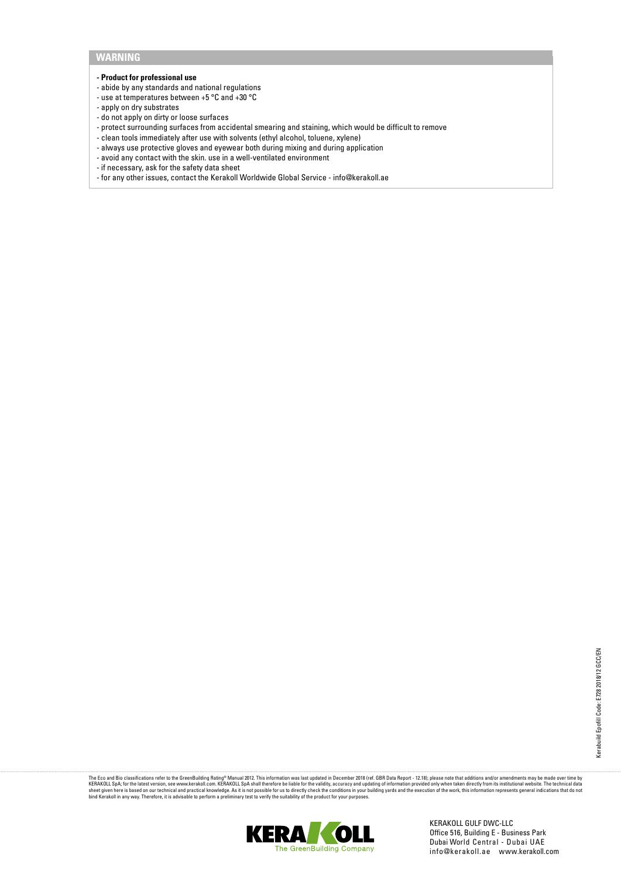## WARNING

- **- Product for professional use**
- abide by any standards and national regulations
- use at temperatures between +5 °C and +30 °C
- apply on dry substrates
- do not apply on dirty or loose surfaces
- protect surrounding surfaces from accidental smearing and staining, which would be difficult to remove
- clean tools immediately after use with solvents (ethyl alcohol, toluene, xylene)
- always use protective gloves and eyewear both during mixing and during application
- avoid any contact with the skin. use in a well-ventilated environment
- if necessary, ask for the safety data sheet
- for any other issues, contact the Kerakoll Worldwide Global Service - info@kerakoll.ae

Kerabuild Epofill Code: E728 2018/12 GCC/EN

The Eco and Bio classifications refer to the GreenBuilding Rating® Manual 2012. This information was last updated in December 2018 (ref. GBR Data Report - 12.18); please note that additions and/or amendments may be made over time by KERAKOLL SpA; for the latest version, see www.kerakoll.com. KERAKOLL SpA shall therefore be liable for the validity, accuracy and updating of information provided only when taken directly from its institutional website. The technical data sheet given here is based on our technical and practical knowledge. As it is not possible for us to directly check the conditions in your building yards and the execution of the work, this information represents general indications that do not bind Kerakoll in any way. Therefore, it is advisable to perform a preliminary test to verify the suitability of the product for your purposes.

KERAKOLL The GreenBuilding Company

KERAKOLL GULF DWC-LLC
Office 516, Building E - Business Park
Dubai World Central - Dubai UAE
info@kerakoll.ae www.kerakoll.com